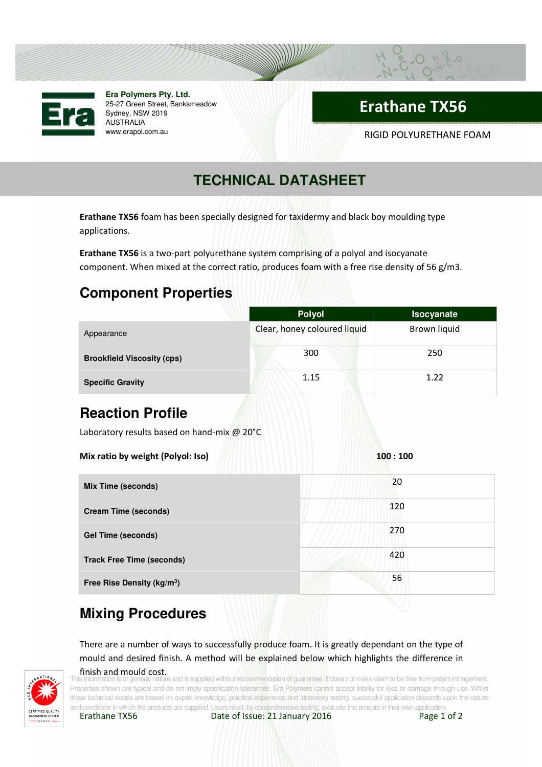**Era Polymers Pty. Ltd.**
25-27 Green Street, Banksmeadow
Sydney, NSW 2019
AUSTRALIA
www.erapol.com.au

# Erathane TX56

RIGID POLYURETHANE FOAM

# TECHNICAL DATASHEET

**Erathane TX56** foam has been specially designed for taxidermy and black boy moulding type applications.

**Erathane TX56** is a two-part polyurethane system comprising of a polyol and isocyanate component. When mixed at the correct ratio, produces foam with a free rise density of 56 g/m3.

## Component Properties

| | Polyol | Isocyanate |
|---|---|---|
| Appearance | Clear, honey coloured liquid | Brown liquid |
| **Brookfield Viscosity (cps)** | 300 | 250 |
| **Specific Gravity** | 1.15 | 1.22 |

## Reaction Profile

Laboratory results based on hand-mix @ 20°C

**Mix ratio by weight (Polyol: Iso)** **100 : 100**

| | |
|---|---|
| **Mix Time (seconds)** | 20 |
| **Cream Time (seconds)** | 120 |
| **Gel Time (seconds)** | 270 |
| **Track Free Time (seconds)** | 420 |
| **Free Rise Density (kg/m$^3$)** | 56 |

## Mixing Procedures

There are a number of ways to successfully produce foam. It is greatly dependant on the type of mould and desired finish. A method will be explained below which highlights the difference in finish and mould cost.

This information is of general nature and is supplied without recommendation of guarantee. It does not make claim to be free from patent infringement. Properties shown are typical and do not imply specification tolerances. Era Polymers cannot accept liability for loss or damage through use. Whilst these technical details are based on expert knowledge, practical experience and laboratory testing, successful application depends upon the nature and conditions in which the products are supplied. Users must, by comprehensive testing, evaluate this product in their own application.

Erathane TX56 Date of Issue: 21 January 2016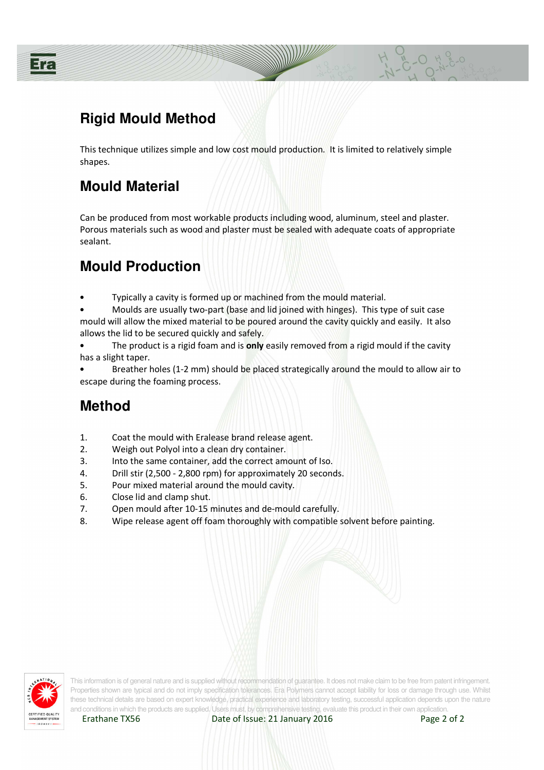## Rigid Mould Method

This technique utilizes simple and low cost mould production. It is limited to relatively simple shapes.

## Mould Material

Can be produced from most workable products including wood, aluminum, steel and plaster. Porous materials such as wood and plaster must be sealed with adequate coats of appropriate sealant.

## Mould Production

- Typically a cavity is formed up or machined from the mould material.
- Moulds are usually two-part (base and lid joined with hinges). This type of suit case mould will allow the mixed material to be poured around the cavity quickly and easily. It also allows the lid to be secured quickly and safely.
- The product is a rigid foam and is **only** easily removed from a rigid mould if the cavity has a slight taper.
- Breather holes (1-2 mm) should be placed strategically around the mould to allow air to escape during the foaming process.

## Method

1. Coat the mould with Eralease brand release agent.
2. Weigh out Polyol into a clean dry container.
3. Into the same container, add the correct amount of Iso.
4. Drill stir (2,500 - 2,800 rpm) for approximately 20 seconds.
5. Pour mixed material around the mould cavity.
6. Close lid and clamp shut.
7. Open mould after 10-15 minutes and de-mould carefully.
8. Wipe release agent off foam thoroughly with compatible solvent before painting.

This information is of general nature and is supplied without recommendation of guarantee. It does not make claim to be free from patent infringement. Properties shown are typical and do not imply specification tolerances. Era Polymers cannot accept liability for loss or damage through use. Whilst these technical details are based on expert knowledge, practical experience and laboratory testing, successful application depends upon the nature and conditions in which the products are supplied. Users must, by comprehensive testing, evaluate this product in their own application.

Erathane TX56 Date of Issue: 21 January 2016